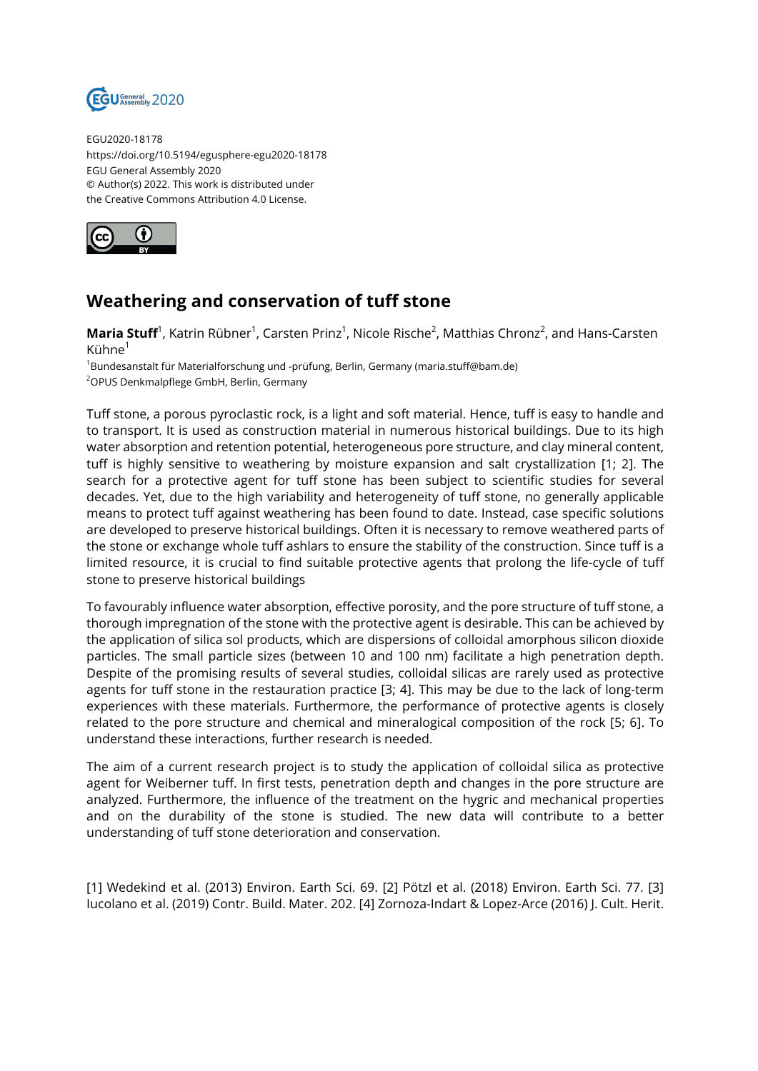EGU2020-18178
https://doi.org/10.5194/egusphere-egu2020-18178
EGU General Assembly 2020
© Author(s) 2022. This work is distributed under
the Creative Commons Attribution 4.0 License.

# Weathering and conservation of tuff stone

**Maria Stuff**[1], Katrin Rübner[1], Carsten Prinz[1], Nicole Rische[2], Matthias Chronz[2], and Hans-Carsten Kühne[1]

[1]Bundesanstalt für Materialforschung und -prüfung, Berlin, Germany (maria.stuff@bam.de)
[2]OPUS Denkmalpflege GmbH, Berlin, Germany

Tuff stone, a porous pyroclastic rock, is a light and soft material. Hence, tuff is easy to handle and to transport. It is used as construction material in numerous historical buildings. Due to its high water absorption and retention potential, heterogeneous pore structure, and clay mineral content, tuff is highly sensitive to weathering by moisture expansion and salt crystallization [1; 2]. The search for a protective agent for tuff stone has been subject to scientific studies for several decades. Yet, due to the high variability and heterogeneity of tuff stone, no generally applicable means to protect tuff against weathering has been found to date. Instead, case specific solutions are developed to preserve historical buildings. Often it is necessary to remove weathered parts of the stone or exchange whole tuff ashlars to ensure the stability of the construction. Since tuff is a limited resource, it is crucial to find suitable protective agents that prolong the life-cycle of tuff stone to preserve historical buildings

To favourably influence water absorption, effective porosity, and the pore structure of tuff stone, a thorough impregnation of the stone with the protective agent is desirable. This can be achieved by the application of silica sol products, which are dispersions of colloidal amorphous silicon dioxide particles. The small particle sizes (between 10 and 100 nm) facilitate a high penetration depth. Despite of the promising results of several studies, colloidal silicas are rarely used as protective agents for tuff stone in the restauration practice [3; 4]. This may be due to the lack of long-term experiences with these materials. Furthermore, the performance of protective agents is closely related to the pore structure and chemical and mineralogical composition of the rock [5; 6]. To understand these interactions, further research is needed.

The aim of a current research project is to study the application of colloidal silica as protective agent for Weiberner tuff. In first tests, penetration depth and changes in the pore structure are analyzed. Furthermore, the influence of the treatment on the hygric and mechanical properties and on the durability of the stone is studied. The new data will contribute to a better understanding of tuff stone deterioration and conservation.

[1] Wedekind et al. (2013) Environ. Earth Sci. 69. [2] Pötzl et al. (2018) Environ. Earth Sci. 77. [3] Iucolano et al. (2019) Contr. Build. Mater. 202. [4] Zornoza-Indart & Lopez-Arce (2016) J. Cult. Herit.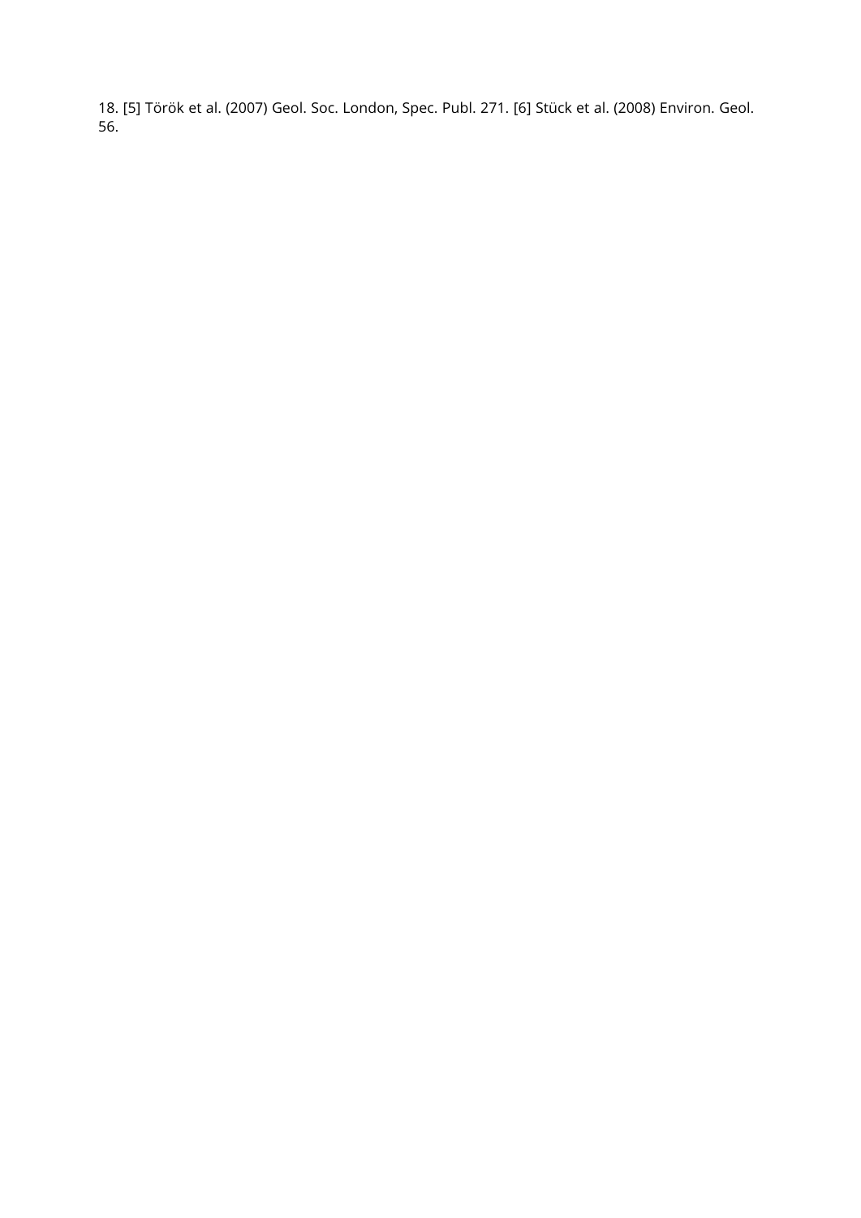18. [5] Török et al. (2007) Geol. Soc. London, Spec. Publ. 271. [6] Stück et al. (2008) Environ. Geol. 56.